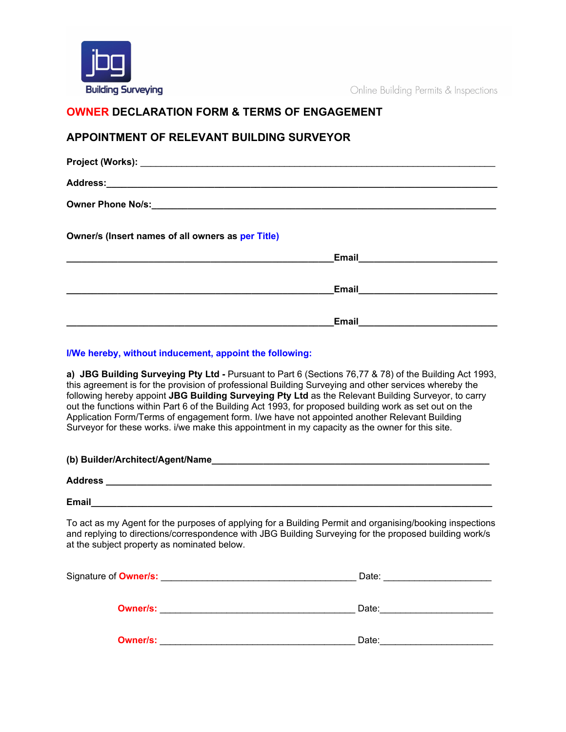jbg Building Surveying

Online Building Permits & Inspections

## OWNER DECLARATION FORM & TERMS OF ENGAGEMENT

## APPOINTMENT OF RELEVANT BUILDING SURVEYOR

**Project (Works):** ___________________________________________________________________

**Address:**___________________________________________________________________________

**Owner Phone No/s:**___________________________________________________________________

**Owner/s (Insert names of all owners as per Title)**

__________________________________________________**Email**__________________________

__________________________________________________**Email**__________________________

__________________________________________________**Email**__________________________

**I/We hereby, without inducement, appoint the following:**

**a) JBG Building Surveying Pty Ltd -** Pursuant to Part 6 (Sections 76,77 & 78) of the Building Act 1993, this agreement is for the provision of professional Building Surveying and other services whereby the following hereby appoint **JBG Building Surveying Pty Ltd** as the Relevant Building Surveyor, to carry out the functions within Part 6 of the Building Act 1993, for proposed building work as set out on the Application Form/Terms of engagement form. I/we have not appointed another Relevant Building Surveyor for these works. i/we make this appointment in my capacity as the owner for this site.

**(b) Builder/Architect/Agent/Name**____________________________________________________

**Address** ________________________________________________________________________

**Email**__________________________________________________________________________

To act as my Agent for the purposes of applying for a Building Permit and organising/booking inspections and replying to directions/correspondence with JBG Building Surveying for the proposed building work/s at the subject property as nominated below.

Signature of **Owner/s:** _____________________________________ Date: ____________________

**Owner/s:** _____________________________________ Date:_____________________

**Owner/s:** _____________________________________ Date:_____________________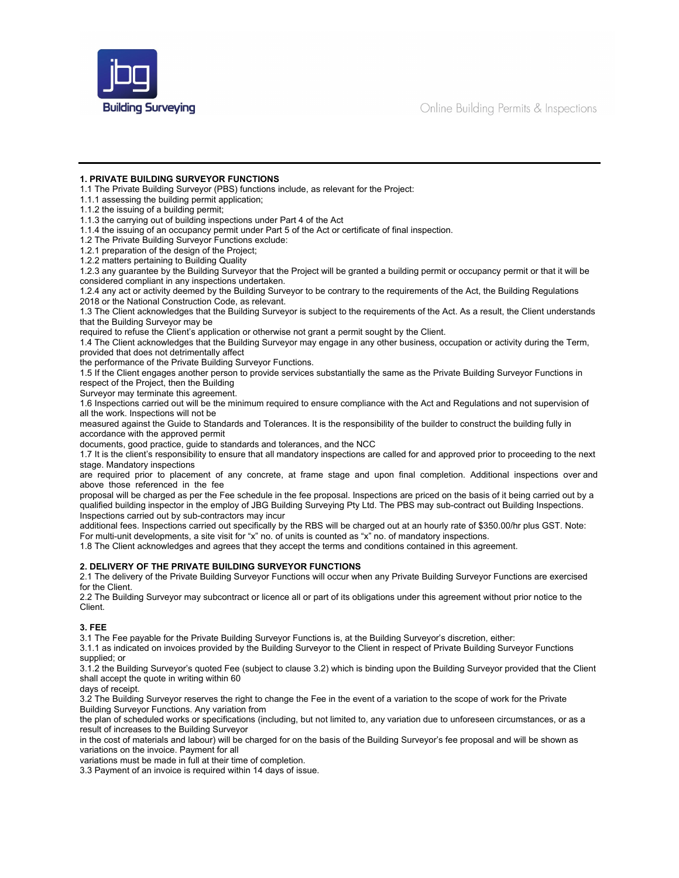## 1. PRIVATE BUILDING SURVEYOR FUNCTIONS

1.1 The Private Building Surveyor (PBS) functions include, as relevant for the Project:
1.1.1 assessing the building permit application;
1.1.2 the issuing of a building permit;
1.1.3 the carrying out of building inspections under Part 4 of the Act
1.1.4 the issuing of an occupancy permit under Part 5 of the Act or certificate of final inspection.
1.2 The Private Building Surveyor Functions exclude:
1.2.1 preparation of the design of the Project;
1.2.2 matters pertaining to Building Quality
1.2.3 any guarantee by the Building Surveyor that the Project will be granted a building permit or occupancy permit or that it will be considered compliant in any inspections undertaken.
1.2.4 any act or activity deemed by the Building Surveyor to be contrary to the requirements of the Act, the Building Regulations 2018 or the National Construction Code, as relevant.
1.3 The Client acknowledges that the Building Surveyor is subject to the requirements of the Act. As a result, the Client understands that the Building Surveyor may be required to refuse the Client's application or otherwise not grant a permit sought by the Client.
1.4 The Client acknowledges that the Building Surveyor may engage in any other business, occupation or activity during the Term, provided that does not detrimentally affect the performance of the Private Building Surveyor Functions.
1.5 If the Client engages another person to provide services substantially the same as the Private Building Surveyor Functions in respect of the Project, then the Building Surveyor may terminate this agreement.
1.6 Inspections carried out will be the minimum required to ensure compliance with the Act and Regulations and not supervision of all the work. Inspections will not be measured against the Guide to Standards and Tolerances. It is the responsibility of the builder to construct the building fully in accordance with the approved permit documents, good practice, guide to standards and tolerances, and the NCC
1.7 It is the client's responsibility to ensure that all mandatory inspections are called for and approved prior to proceeding to the next stage. Mandatory inspections are required prior to placement of any concrete, at frame stage and upon final completion. Additional inspections over and above those referenced in the fee proposal will be charged as per the Fee schedule in the fee proposal. Inspections are priced on the basis of it being carried out by a qualified building inspector in the employ of JBG Building Surveying Pty Ltd. The PBS may sub-contract out Building Inspections. Inspections carried out by sub-contractors may incur additional fees. Inspections carried out specifically by the RBS will be charged out at an hourly rate of $350.00/hr plus GST. Note: For multi-unit developments, a site visit for "x" no. of units is counted as "x" no. of mandatory inspections.
1.8 The Client acknowledges and agrees that they accept the terms and conditions contained in this agreement.

## 2. DELIVERY OF THE PRIVATE BUILDING SURVEYOR FUNCTIONS

2.1 The delivery of the Private Building Surveyor Functions will occur when any Private Building Surveyor Functions are exercised for the Client.
2.2 The Building Surveyor may subcontract or licence all or part of its obligations under this agreement without prior notice to the Client.

## 3. FEE

3.1 The Fee payable for the Private Building Surveyor Functions is, at the Building Surveyor's discretion, either:
3.1.1 as indicated on invoices provided by the Building Surveyor to the Client in respect of Private Building Surveyor Functions supplied; or
3.1.2 the Building Surveyor's quoted Fee (subject to clause 3.2) which is binding upon the Building Surveyor provided that the Client shall accept the quote in writing within 60 days of receipt.
3.2 The Building Surveyor reserves the right to change the Fee in the event of a variation to the scope of work for the Private Building Surveyor Functions. Any variation from the plan of scheduled works or specifications (including, but not limited to, any variation due to unforeseen circumstances, or as a result of increases to the Building Surveyor in the cost of materials and labour) will be charged for on the basis of the Building Surveyor's fee proposal and will be shown as variations on the invoice. Payment for all variations must be made in full at their time of completion.
3.3 Payment of an invoice is required within 14 days of issue.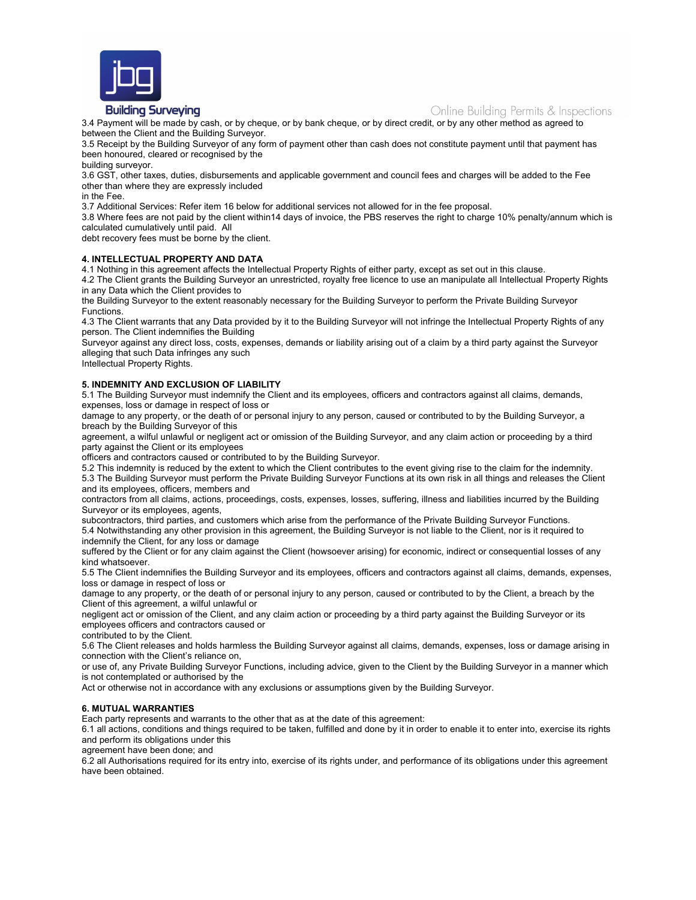3.4 Payment will be made by cash, or by cheque, or by bank cheque, or by direct credit, or by any other method as agreed to between the Client and the Building Surveyor.
3.5 Receipt by the Building Surveyor of any form of payment other than cash does not constitute payment until that payment has been honoured, cleared or recognised by the building surveyor.
3.6 GST, other taxes, duties, disbursements and applicable government and council fees and charges will be added to the Fee other than where they are expressly included in the Fee.
3.7 Additional Services: Refer item 16 below for additional services not allowed for in the fee proposal.
3.8 Where fees are not paid by the client within14 days of invoice, the PBS reserves the right to charge 10% penalty/annum which is calculated cumulatively until paid. All debt recovery fees must be borne by the client.

**4. INTELLECTUAL PROPERTY AND DATA**

4.1 Nothing in this agreement affects the Intellectual Property Rights of either party, except as set out in this clause.
4.2 The Client grants the Building Surveyor an unrestricted, royalty free licence to use an manipulate all Intellectual Property Rights in any Data which the Client provides to the Building Surveyor to the extent reasonably necessary for the Building Surveyor to perform the Private Building Surveyor Functions.
4.3 The Client warrants that any Data provided by it to the Building Surveyor will not infringe the Intellectual Property Rights of any person. The Client indemnifies the Building Surveyor against any direct loss, costs, expenses, demands or liability arising out of a claim by a third party against the Surveyor alleging that such Data infringes any such Intellectual Property Rights.

**5. INDEMNITY AND EXCLUSION OF LIABILITY**

5.1 The Building Surveyor must indemnify the Client and its employees, officers and contractors against all claims, demands, expenses, loss or damage in respect of loss or damage to any property, or the death of or personal injury to any person, caused or contributed to by the Building Surveyor, a breach by the Building Surveyor of this agreement, a wilful unlawful or negligent act or omission of the Building Surveyor, and any claim action or proceeding by a third party against the Client or its employees officers and contractors caused or contributed to by the Building Surveyor.
5.2 This indemnity is reduced by the extent to which the Client contributes to the event giving rise to the claim for the indemnity.
5.3 The Building Surveyor must perform the Private Building Surveyor Functions at its own risk in all things and releases the Client and its employees, officers, members and contractors from all claims, actions, proceedings, costs, expenses, losses, suffering, illness and liabilities incurred by the Building Surveyor or its employees, agents, subcontractors, third parties, and customers which arise from the performance of the Private Building Surveyor Functions.
5.4 Notwithstanding any other provision in this agreement, the Building Surveyor is not liable to the Client, nor is it required to indemnify the Client, for any loss or damage suffered by the Client or for any claim against the Client (howsoever arising) for economic, indirect or consequential losses of any kind whatsoever.
5.5 The Client indemnifies the Building Surveyor and its employees, officers and contractors against all claims, demands, expenses, loss or damage in respect of loss or damage to any property, or the death of or personal injury to any person, caused or contributed to by the Client, a breach by the Client of this agreement, a wilful unlawful or negligent act or omission of the Client, and any claim action or proceeding by a third party against the Building Surveyor or its employees officers and contractors caused or contributed to by the Client.
5.6 The Client releases and holds harmless the Building Surveyor against all claims, demands, expenses, loss or damage arising in connection with the Client's reliance on, or use of, any Private Building Surveyor Functions, including advice, given to the Client by the Building Surveyor in a manner which is not contemplated or authorised by the Act or otherwise not in accordance with any exclusions or assumptions given by the Building Surveyor.

**6. MUTUAL WARRANTIES**

Each party represents and warrants to the other that as at the date of this agreement:
6.1 all actions, conditions and things required to be taken, fulfilled and done by it in order to enable it to enter into, exercise its rights and perform its obligations under this agreement have been done; and
6.2 all Authorisations required for its entry into, exercise of its rights under, and performance of its obligations under this agreement have been obtained.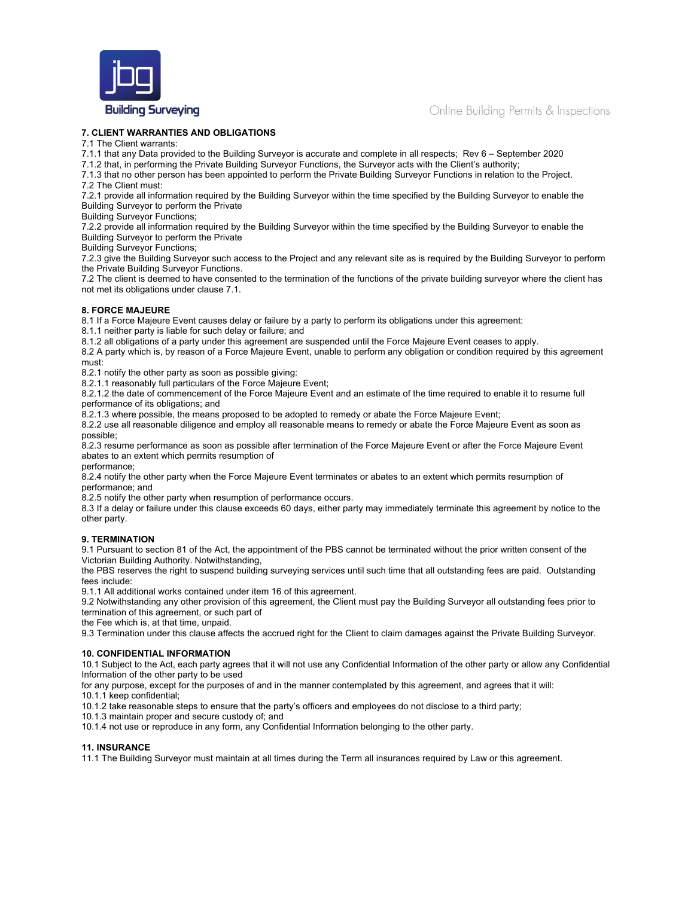## 7. CLIENT WARRANTIES AND OBLIGATIONS

7.1 The Client warrants:

7.1.1 that any Data provided to the Building Surveyor is accurate and complete in all respects; Rev 6 – September 2020

7.1.2 that, in performing the Private Building Surveyor Functions, the Surveyor acts with the Client's authority;

7.1.3 that no other person has been appointed to perform the Private Building Surveyor Functions in relation to the Project.

7.2 The Client must:

7.2.1 provide all information required by the Building Surveyor within the time specified by the Building Surveyor to enable the Building Surveyor to perform the Private Building Surveyor Functions;

7.2.2 provide all information required by the Building Surveyor within the time specified by the Building Surveyor to enable the Building Surveyor to perform the Private Building Surveyor Functions;

7.2.3 give the Building Surveyor such access to the Project and any relevant site as is required by the Building Surveyor to perform the Private Building Surveyor Functions.

7.2 The client is deemed to have consented to the termination of the functions of the private building surveyor where the client has not met its obligations under clause 7.1.

## 8. FORCE MAJEURE

8.1 If a Force Majeure Event causes delay or failure by a party to perform its obligations under this agreement:

8.1.1 neither party is liable for such delay or failure; and

8.1.2 all obligations of a party under this agreement are suspended until the Force Majeure Event ceases to apply.

8.2 A party which is, by reason of a Force Majeure Event, unable to perform any obligation or condition required by this agreement must:

8.2.1 notify the other party as soon as possible giving:

8.2.1.1 reasonably full particulars of the Force Majeure Event;

8.2.1.2 the date of commencement of the Force Majeure Event and an estimate of the time required to enable it to resume full performance of its obligations; and

8.2.1.3 where possible, the means proposed to be adopted to remedy or abate the Force Majeure Event;

8.2.2 use all reasonable diligence and employ all reasonable means to remedy or abate the Force Majeure Event as soon as possible;

8.2.3 resume performance as soon as possible after termination of the Force Majeure Event or after the Force Majeure Event abates to an extent which permits resumption of performance;

8.2.4 notify the other party when the Force Majeure Event terminates or abates to an extent which permits resumption of performance; and

8.2.5 notify the other party when resumption of performance occurs.

8.3 If a delay or failure under this clause exceeds 60 days, either party may immediately terminate this agreement by notice to the other party.

## 9. TERMINATION

9.1 Pursuant to section 81 of the Act, the appointment of the PBS cannot be terminated without the prior written consent of the Victorian Building Authority. Notwithstanding, the PBS reserves the right to suspend building surveying services until such time that all outstanding fees are paid. Outstanding fees include:

9.1.1 All additional works contained under item 16 of this agreement.

9.2 Notwithstanding any other provision of this agreement, the Client must pay the Building Surveyor all outstanding fees prior to termination of this agreement, or such part of the Fee which is, at that time, unpaid.

9.3 Termination under this clause affects the accrued right for the Client to claim damages against the Private Building Surveyor.

## 10. CONFIDENTIAL INFORMATION

10.1 Subject to the Act, each party agrees that it will not use any Confidential Information of the other party or allow any Confidential Information of the other party to be used for any purpose, except for the purposes of and in the manner contemplated by this agreement, and agrees that it will:

10.1.1 keep confidential;

10.1.2 take reasonable steps to ensure that the party's officers and employees do not disclose to a third party;

10.1.3 maintain proper and secure custody of; and

10.1.4 not use or reproduce in any form, any Confidential Information belonging to the other party.

## 11. INSURANCE

11.1 The Building Surveyor must maintain at all times during the Term all insurances required by Law or this agreement.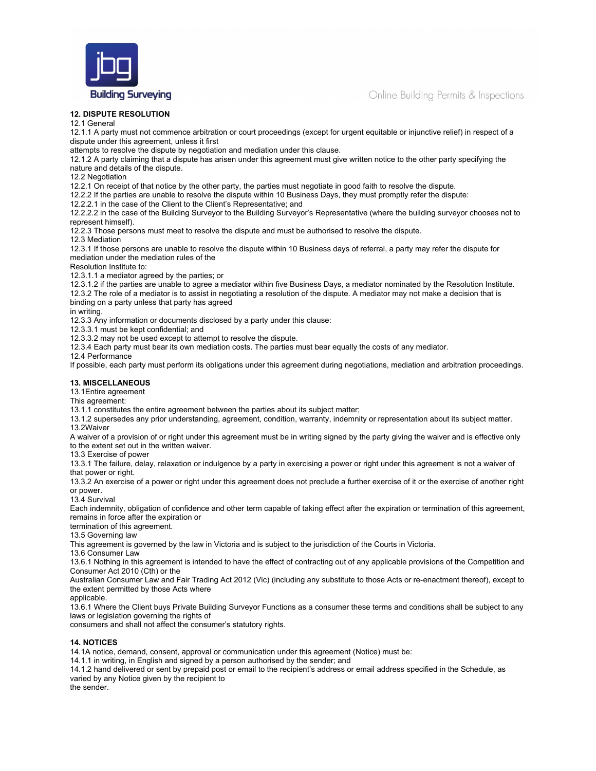## 12. DISPUTE RESOLUTION

12.1 General

12.1.1 A party must not commence arbitration or court proceedings (except for urgent equitable or injunctive relief) in respect of a dispute under this agreement, unless it first attempts to resolve the dispute by negotiation and mediation under this clause.

12.1.2 A party claiming that a dispute has arisen under this agreement must give written notice to the other party specifying the nature and details of the dispute.

12.2 Negotiation

12.2.1 On receipt of that notice by the other party, the parties must negotiate in good faith to resolve the dispute.

12.2.2 If the parties are unable to resolve the dispute within 10 Business Days, they must promptly refer the dispute:

12.2.2.1 in the case of the Client to the Client's Representative; and

12.2.2.2 in the case of the Building Surveyor to the Building Surveyor's Representative (where the building surveyor chooses not to represent himself).

12.2.3 Those persons must meet to resolve the dispute and must be authorised to resolve the dispute.

12.3 Mediation

12.3.1 If those persons are unable to resolve the dispute within 10 Business days of referral, a party may refer the dispute for mediation under the mediation rules of the Resolution Institute to:

12.3.1.1 a mediator agreed by the parties; or

12.3.1.2 if the parties are unable to agree a mediator within five Business Days, a mediator nominated by the Resolution Institute.

12.3.2 The role of a mediator is to assist in negotiating a resolution of the dispute. A mediator may not make a decision that is binding on a party unless that party has agreed in writing.

12.3.3 Any information or documents disclosed by a party under this clause:

12.3.3.1 must be kept confidential; and

12.3.3.2 may not be used except to attempt to resolve the dispute.

12.3.4 Each party must bear its own mediation costs. The parties must bear equally the costs of any mediator.

12.4 Performance

If possible, each party must perform its obligations under this agreement during negotiations, mediation and arbitration proceedings.

## 13. MISCELLANEOUS

13.1Entire agreement

This agreement:

13.1.1 constitutes the entire agreement between the parties about its subject matter;

13.1.2 supersedes any prior understanding, agreement, condition, warranty, indemnity or representation about its subject matter.

13.2Waiver

A waiver of a provision of or right under this agreement must be in writing signed by the party giving the waiver and is effective only to the extent set out in the written waiver.

13.3 Exercise of power

13.3.1 The failure, delay, relaxation or indulgence by a party in exercising a power or right under this agreement is not a waiver of that power or right.

13.3.2 An exercise of a power or right under this agreement does not preclude a further exercise of it or the exercise of another right or power.

13.4 Survival

Each indemnity, obligation of confidence and other term capable of taking effect after the expiration or termination of this agreement, remains in force after the expiration or termination of this agreement.

13.5 Governing law

This agreement is governed by the law in Victoria and is subject to the jurisdiction of the Courts in Victoria.

13.6 Consumer Law

13.6.1 Nothing in this agreement is intended to have the effect of contracting out of any applicable provisions of the Competition and Consumer Act 2010 (Cth) or the Australian Consumer Law and Fair Trading Act 2012 (Vic) (including any substitute to those Acts or re-enactment thereof), except to the extent permitted by those Acts where applicable.

13.6.1 Where the Client buys Private Building Surveyor Functions as a consumer these terms and conditions shall be subject to any laws or legislation governing the rights of consumers and shall not affect the consumer's statutory rights.

## 14. NOTICES

14.1A notice, demand, consent, approval or communication under this agreement (Notice) must be:

14.1.1 in writing, in English and signed by a person authorised by the sender; and

14.1.2 hand delivered or sent by prepaid post or email to the recipient's address or email address specified in the Schedule, as varied by any Notice given by the recipient to the sender.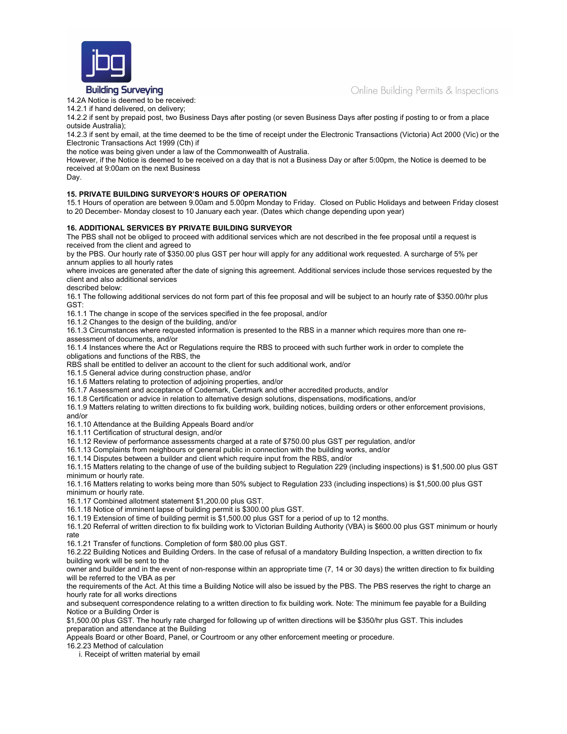14.2A Notice is deemed to be received:

14.2.1 if hand delivered, on delivery;

14.2.2 if sent by prepaid post, two Business Days after posting (or seven Business Days after posting if posting to or from a place outside Australia);

14.2.3 if sent by email, at the time deemed to be the time of receipt under the Electronic Transactions (Victoria) Act 2000 (Vic) or the Electronic Transactions Act 1999 (Cth) if the notice was being given under a law of the Commonwealth of Australia.

However, if the Notice is deemed to be received on a day that is not a Business Day or after 5:00pm, the Notice is deemed to be received at 9:00am on the next Business Day.

**15. PRIVATE BUILDING SURVEYOR'S HOURS OF OPERATION**

15.1 Hours of operation are between 9.00am and 5.00pm Monday to Friday. Closed on Public Holidays and between Friday closest to 20 December- Monday closest to 10 January each year. (Dates which change depending upon year)

**16. ADDITIONAL SERVICES BY PRIVATE BUILDING SURVEYOR**

The PBS shall not be obliged to proceed with additional services which are not described in the fee proposal until a request is received from the client and agreed to by the PBS. Our hourly rate of $350.00 plus GST per hour will apply for any additional work requested. A surcharge of 5% per annum applies to all hourly rates where invoices are generated after the date of signing this agreement. Additional services include those services requested by the client and also additional services described below:

16.1 The following additional services do not form part of this fee proposal and will be subject to an hourly rate of $350.00/hr plus GST:

16.1.1 The change in scope of the services specified in the fee proposal, and/or

16.1.2 Changes to the design of the building, and/or

16.1.3 Circumstances where requested information is presented to the RBS in a manner which requires more than one re-assessment of documents, and/or

16.1.4 Instances where the Act or Regulations require the RBS to proceed with such further work in order to complete the obligations and functions of the RBS, the RBS shall be entitled to deliver an account to the client for such additional work, and/or

16.1.5 General advice during construction phase, and/or

16.1.6 Matters relating to protection of adjoining properties, and/or

16.1.7 Assessment and acceptance of Codemark, Certmark and other accredited products, and/or

16.1.8 Certification or advice in relation to alternative design solutions, dispensations, modifications, and/or

16.1.9 Matters relating to written directions to fix building work, building notices, building orders or other enforcement provisions, and/or

16.1.10 Attendance at the Building Appeals Board and/or

16.1.11 Certification of structural design, and/or

16.1.12 Review of performance assessments charged at a rate of $750.00 plus GST per regulation, and/or

16.1.13 Complaints from neighbours or general public in connection with the building works, and/or

16.1.14 Disputes between a builder and client which require input from the RBS, and/or

16.1.15 Matters relating to the change of use of the building subject to Regulation 229 (including inspections) is $1,500.00 plus GST minimum or hourly rate.

16.1.16 Matters relating to works being more than 50% subject to Regulation 233 (including inspections) is $1,500.00 plus GST minimum or hourly rate.

16.1.17 Combined allotment statement $1,200.00 plus GST.

16.1.18 Notice of imminent lapse of building permit is $300.00 plus GST.

16.1.19 Extension of time of building permit is $1,500.00 plus GST for a period of up to 12 months.

16.1.20 Referral of written direction to fix building work to Victorian Building Authority (VBA) is $600.00 plus GST minimum or hourly rate

16.1.21 Transfer of functions. Completion of form $80.00 plus GST.

16.2.22 Building Notices and Building Orders. In the case of refusal of a mandatory Building Inspection, a written direction to fix building work will be sent to the owner and builder and in the event of non-response within an appropriate time (7, 14 or 30 days) the written direction to fix building will be referred to the VBA as per the requirements of the Act. At this time a Building Notice will also be issued by the PBS. The PBS reserves the right to charge an hourly rate for all works directions and subsequent correspondence relating to a written direction to fix building work. Note: The minimum fee payable for a Building Notice or a Building Order is $1,500.00 plus GST. The hourly rate charged for following up of written directions will be $350/hr plus GST. This includes preparation and attendance at the Building Appeals Board or other Board, Panel, or Courtroom or any other enforcement meeting or procedure.

16.2.23 Method of calculation

i. Receipt of written material by email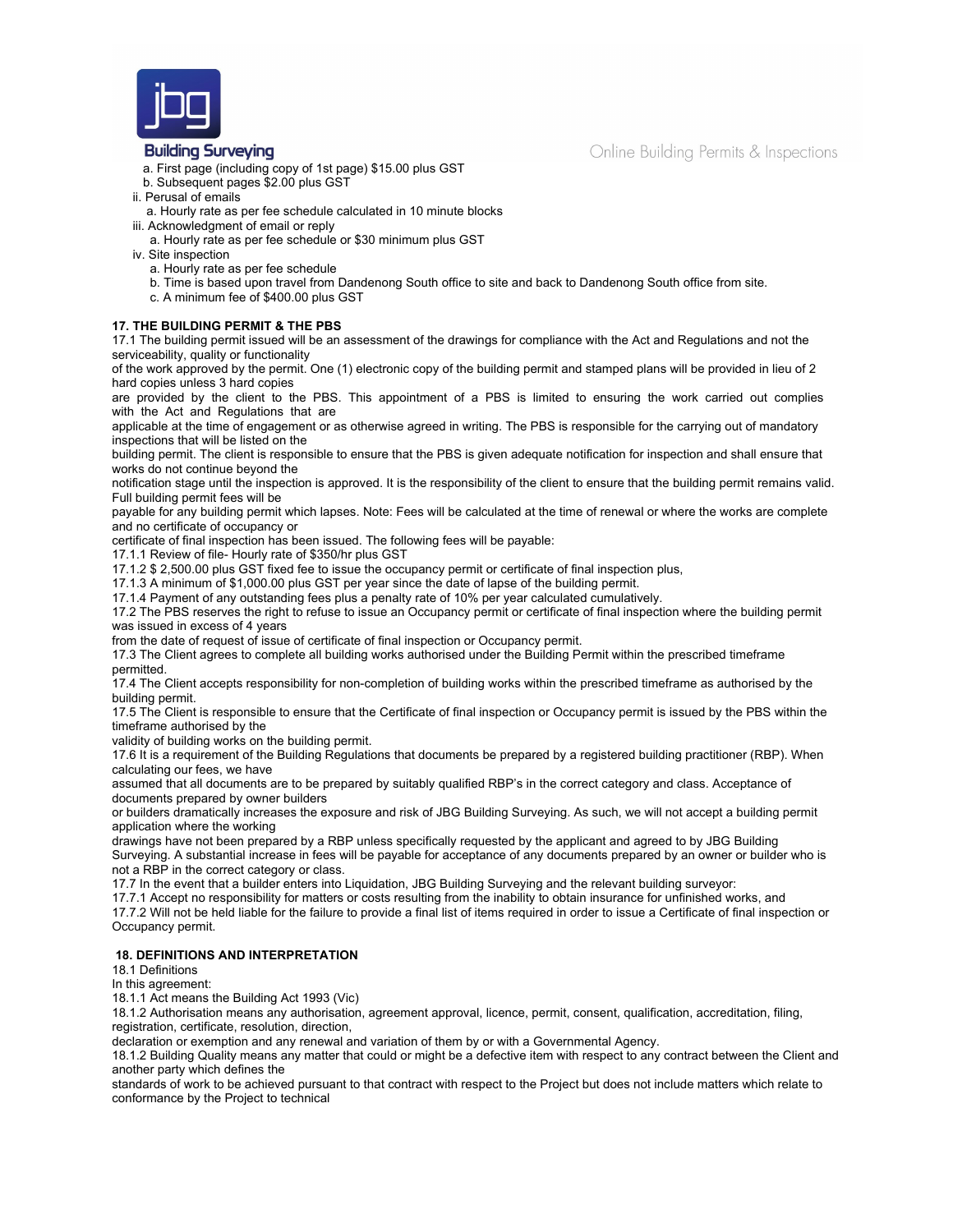a. First page (including copy of 1st page) $15.00 plus GST
b. Subsequent pages $2.00 plus GST

ii. Perusal of emails
   a. Hourly rate as per fee schedule calculated in 10 minute blocks

iii. Acknowledgment of email or reply
   a. Hourly rate as per fee schedule or $30 minimum plus GST

iv. Site inspection
   a. Hourly rate as per fee schedule
   b. Time is based upon travel from Dandenong South office to site and back to Dandenong South office from site.
   c. A minimum fee of $400.00 plus GST

**17. THE BUILDING PERMIT & THE PBS**

17.1 The building permit issued will be an assessment of the drawings for compliance with the Act and Regulations and not the serviceability, quality or functionality of the work approved by the permit. One (1) electronic copy of the building permit and stamped plans will be provided in lieu of 2 hard copies unless 3 hard copies are provided by the client to the PBS. This appointment of a PBS is limited to ensuring the work carried out complies with the Act and Regulations that are applicable at the time of engagement or as otherwise agreed in writing. The PBS is responsible for the carrying out of mandatory inspections that will be listed on the building permit. The client is responsible to ensure that the PBS is given adequate notification for inspection and shall ensure that works do not continue beyond the notification stage until the inspection is approved. It is the responsibility of the client to ensure that the building permit remains valid. Full building permit fees will be payable for any building permit which lapses. Note: Fees will be calculated at the time of renewal or where the works are complete and no certificate of occupancy or certificate of final inspection has been issued. The following fees will be payable:

17.1.1 Review of file- Hourly rate of $350/hr plus GST

17.1.2 $ 2,500.00 plus GST fixed fee to issue the occupancy permit or certificate of final inspection plus,

17.1.3 A minimum of $1,000.00 plus GST per year since the date of lapse of the building permit.

17.1.4 Payment of any outstanding fees plus a penalty rate of 10% per year calculated cumulatively.

17.2 The PBS reserves the right to refuse to issue an Occupancy permit or certificate of final inspection where the building permit was issued in excess of 4 years from the date of request of issue of certificate of final inspection or Occupancy permit.

17.3 The Client agrees to complete all building works authorised under the Building Permit within the prescribed timeframe permitted.

17.4 The Client accepts responsibility for non-completion of building works within the prescribed timeframe as authorised by the building permit.

17.5 The Client is responsible to ensure that the Certificate of final inspection or Occupancy permit is issued by the PBS within the timeframe authorised by the validity of building works on the building permit.

17.6 It is a requirement of the Building Regulations that documents be prepared by a registered building practitioner (RBP). When calculating our fees, we have assumed that all documents are to be prepared by suitably qualified RBP's in the correct category and class. Acceptance of documents prepared by owner builders or builders dramatically increases the exposure and risk of JBG Building Surveying. As such, we will not accept a building permit application where the working drawings have not been prepared by a RBP unless specifically requested by the applicant and agreed to by JBG Building Surveying. A substantial increase in fees will be payable for acceptance of any documents prepared by an owner or builder who is not a RBP in the correct category or class.

17.7 In the event that a builder enters into Liquidation, JBG Building Surveying and the relevant building surveyor:

17.7.1 Accept no responsibility for matters or costs resulting from the inability to obtain insurance for unfinished works, and

17.7.2 Will not be held liable for the failure to provide a final list of items required in order to issue a Certificate of final inspection or Occupancy permit.

**18. DEFINITIONS AND INTERPRETATION**

18.1 Definitions

In this agreement:

18.1.1 Act means the Building Act 1993 (Vic)

18.1.2 Authorisation means any authorisation, agreement approval, licence, permit, consent, qualification, accreditation, filing, registration, certificate, resolution, direction, declaration or exemption and any renewal and variation of them by or with a Governmental Agency.

18.1.2 Building Quality means any matter that could or might be a defective item with respect to any contract between the Client and another party which defines the standards of work to be achieved pursuant to that contract with respect to the Project but does not include matters which relate to conformance by the Project to technical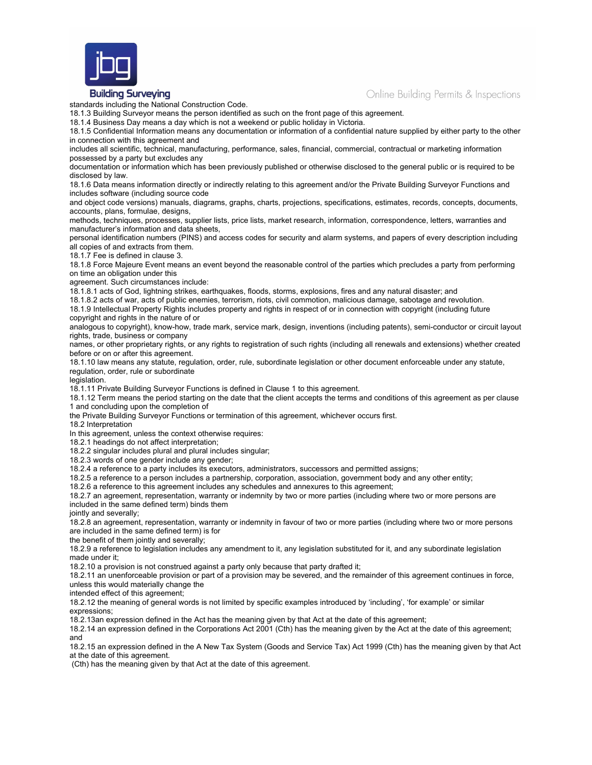standards including the National Construction Code.

18.1.3 Building Surveyor means the person identified as such on the front page of this agreement.

18.1.4 Business Day means a day which is not a weekend or public holiday in Victoria.

18.1.5 Confidential Information means any documentation or information of a confidential nature supplied by either party to the other in connection with this agreement and includes all scientific, technical, manufacturing, performance, sales, financial, commercial, contractual or marketing information possessed by a party but excludes any documentation or information which has been previously published or otherwise disclosed to the general public or is required to be disclosed by law.

18.1.6 Data means information directly or indirectly relating to this agreement and/or the Private Building Surveyor Functions and includes software (including source code and object code versions) manuals, diagrams, graphs, charts, projections, specifications, estimates, records, concepts, documents, accounts, plans, formulae, designs, methods, techniques, processes, supplier lists, price lists, market research, information, correspondence, letters, warranties and manufacturer's information and data sheets, personal identification numbers (PINS) and access codes for security and alarm systems, and papers of every description including all copies of and extracts from them.

18.1.7 Fee is defined in clause 3.

18.1.8 Force Majeure Event means an event beyond the reasonable control of the parties which precludes a party from performing on time an obligation under this agreement. Such circumstances include:

18.1.8.1 acts of God, lightning strikes, earthquakes, floods, storms, explosions, fires and any natural disaster; and

18.1.8.2 acts of war, acts of public enemies, terrorism, riots, civil commotion, malicious damage, sabotage and revolution.

18.1.9 Intellectual Property Rights includes property and rights in respect of or in connection with copyright (including future copyright and rights in the nature of or analogous to copyright), know-how, trade mark, service mark, design, inventions (including patents), semi-conductor or circuit layout rights, trade, business or company names, or other proprietary rights, or any rights to registration of such rights (including all renewals and extensions) whether created before or on or after this agreement.

18.1.10 law means any statute, regulation, order, rule, subordinate legislation or other document enforceable under any statute, regulation, order, rule or subordinate legislation.

18.1.11 Private Building Surveyor Functions is defined in Clause 1 to this agreement.

18.1.12 Term means the period starting on the date that the client accepts the terms and conditions of this agreement as per clause 1 and concluding upon the completion of the Private Building Surveyor Functions or termination of this agreement, whichever occurs first.

18.2 Interpretation

In this agreement, unless the context otherwise requires:

18.2.1 headings do not affect interpretation;

18.2.2 singular includes plural and plural includes singular;

18.2.3 words of one gender include any gender;

18.2.4 a reference to a party includes its executors, administrators, successors and permitted assigns;

18.2.5 a reference to a person includes a partnership, corporation, association, government body and any other entity;

18.2.6 a reference to this agreement includes any schedules and annexures to this agreement;

18.2.7 an agreement, representation, warranty or indemnity by two or more parties (including where two or more persons are included in the same defined term) binds them jointly and severally;

18.2.8 an agreement, representation, warranty or indemnity in favour of two or more parties (including where two or more persons are included in the same defined term) is for the benefit of them jointly and severally;

18.2.9 a reference to legislation includes any amendment to it, any legislation substituted for it, and any subordinate legislation made under it;

18.2.10 a provision is not construed against a party only because that party drafted it;

18.2.11 an unenforceable provision or part of a provision may be severed, and the remainder of this agreement continues in force, unless this would materially change the intended effect of this agreement;

18.2.12 the meaning of general words is not limited by specific examples introduced by 'including', 'for example' or similar expressions;

18.2.13an expression defined in the Act has the meaning given by that Act at the date of this agreement;

18.2.14 an expression defined in the Corporations Act 2001 (Cth) has the meaning given by the Act at the date of this agreement; and

18.2.15 an expression defined in the A New Tax System (Goods and Service Tax) Act 1999 (Cth) has the meaning given by that Act at the date of this agreement.

(Cth) has the meaning given by that Act at the date of this agreement.